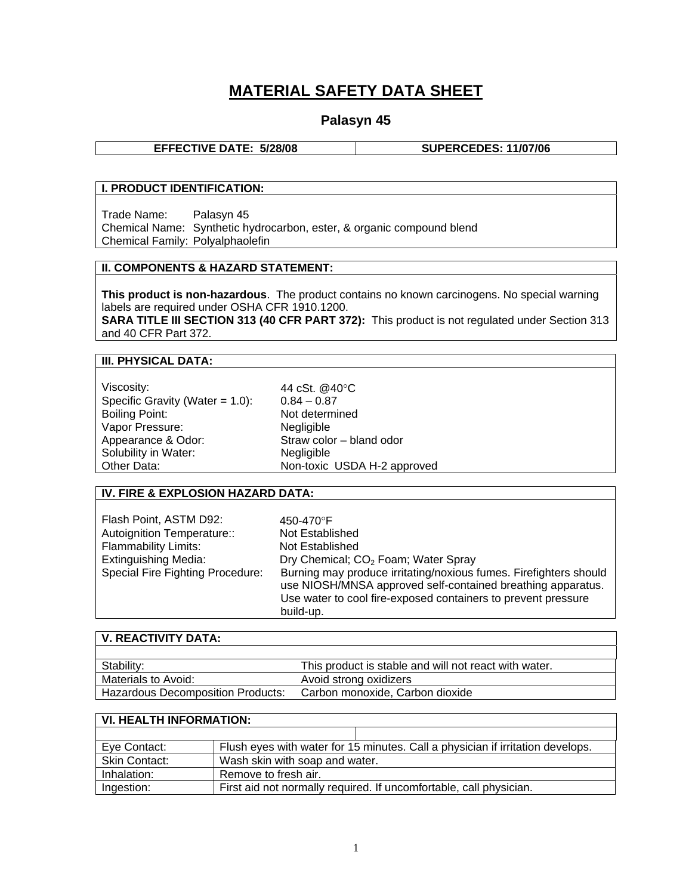# MATERIAL SAFETY DATA SHEET

## Palasyn 45

| EFFECTIVE DATE: 5/28/08 | SUPERCEDES: 11/07/06 |
|---|---|

### I. PRODUCT IDENTIFICATION:

Trade Name: Palasyn 45
Chemical Name: Synthetic hydrocarbon, ester, & organic compound blend
Chemical Family: Polyalphaolefin

### II. COMPONENTS & HAZARD STATEMENT:

**This product is non-hazardous**. The product contains no known carcinogens. No special warning labels are required under OSHA CFR 1910.1200.
**SARA TITLE III SECTION 313 (40 CFR PART 372):** This product is not regulated under Section 313 and 40 CFR Part 372.

### III. PHYSICAL DATA:

| | |
|---|---|
| Viscosity: | 44 cSt. @40°C |
| Specific Gravity (Water = 1.0): | 0.84 – 0.87 |
| Boiling Point: | Not determined |
| Vapor Pressure: | Negligible |
| Appearance & Odor: | Straw color – bland odor |
| Solubility in Water: | Negligible |
| Other Data: | Non-toxic USDA H-2 approved |

### IV. FIRE & EXPLOSION HAZARD DATA:

| | |
|---|---|
| Flash Point, ASTM D92: | 450-470°F |
| Autoignition Temperature:: | Not Established |
| Flammability Limits: | Not Established |
| Extinguishing Media: | Dry Chemical; $CO_2$ Foam; Water Spray |
| Special Fire Fighting Procedure: | Burning may produce irritating/noxious fumes. Firefighters should use NIOSH/MNSA approved self-contained breathing apparatus. Use water to cool fire-exposed containers to prevent pressure build-up. |

### V. REACTIVITY DATA:

| | |
|---|---|
| Stability: | This product is stable and will not react with water. |
| Materials to Avoid: | Avoid strong oxidizers |
| Hazardous Decomposition Products: | Carbon monoxide, Carbon dioxide |

### VI. HEALTH INFORMATION:

| | |
|---|---|
| Eye Contact: | Flush eyes with water for 15 minutes. Call a physician if irritation develops. |
| Skin Contact: | Wash skin with soap and water. |
| Inhalation: | Remove to fresh air. |
| Ingestion: | First aid not normally required. If uncomfortable, call physician. |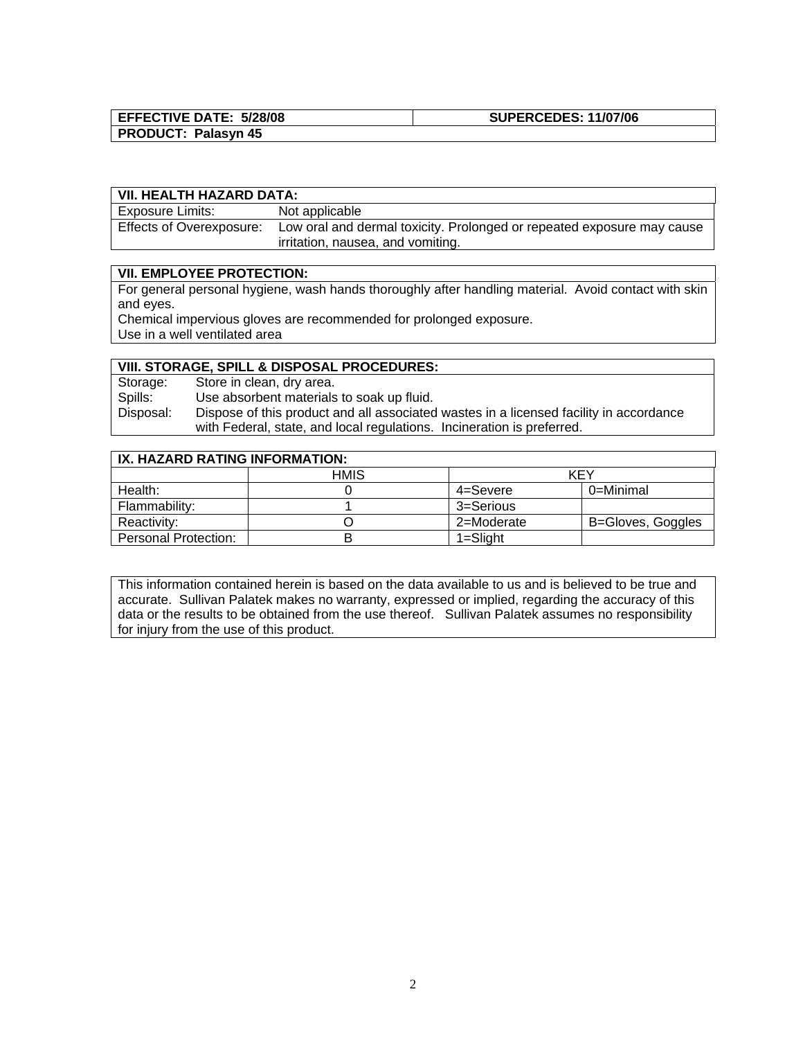| EFFECTIVE DATE: 5/28/08 | SUPERCEDES: 11/07/06 |
|---|---|
| **PRODUCT: Palasyn 45** | |

| VII. HEALTH HAZARD DATA: | |
|---|---|
| Exposure Limits: | Not applicable |
| Effects of Overexposure: | Low oral and dermal toxicity. Prolonged or repeated exposure may cause irritation, nausea, and vomiting. |

**VII. EMPLOYEE PROTECTION:**

For general personal hygiene, wash hands thoroughly after handling material. Avoid contact with skin and eyes.
Chemical impervious gloves are recommended for prolonged exposure.
Use in a well ventilated area

| VIII. STORAGE, SPILL & DISPOSAL PROCEDURES: | |
|---|---|
| Storage: | Store in clean, dry area. |
| Spills: | Use absorbent materials to soak up fluid. |
| Disposal: | Dispose of this product and all associated wastes in a licensed facility in accordance with Federal, state, and local regulations. Incineration is preferred. |

**IX. HAZARD RATING INFORMATION:**

| | HMIS | KEY | |
|---|---|---|---|
| Health: | 0 | 4=Severe | 0=Minimal |
| Flammability: | 1 | 3=Serious | |
| Reactivity: | O | 2=Moderate | B=Gloves, Goggles |
| Personal Protection: | B | 1=Slight | |

This information contained herein is based on the data available to us and is believed to be true and accurate. Sullivan Palatek makes no warranty, expressed or implied, regarding the accuracy of this data or the results to be obtained from the use thereof. Sullivan Palatek assumes no responsibility for injury from the use of this product.